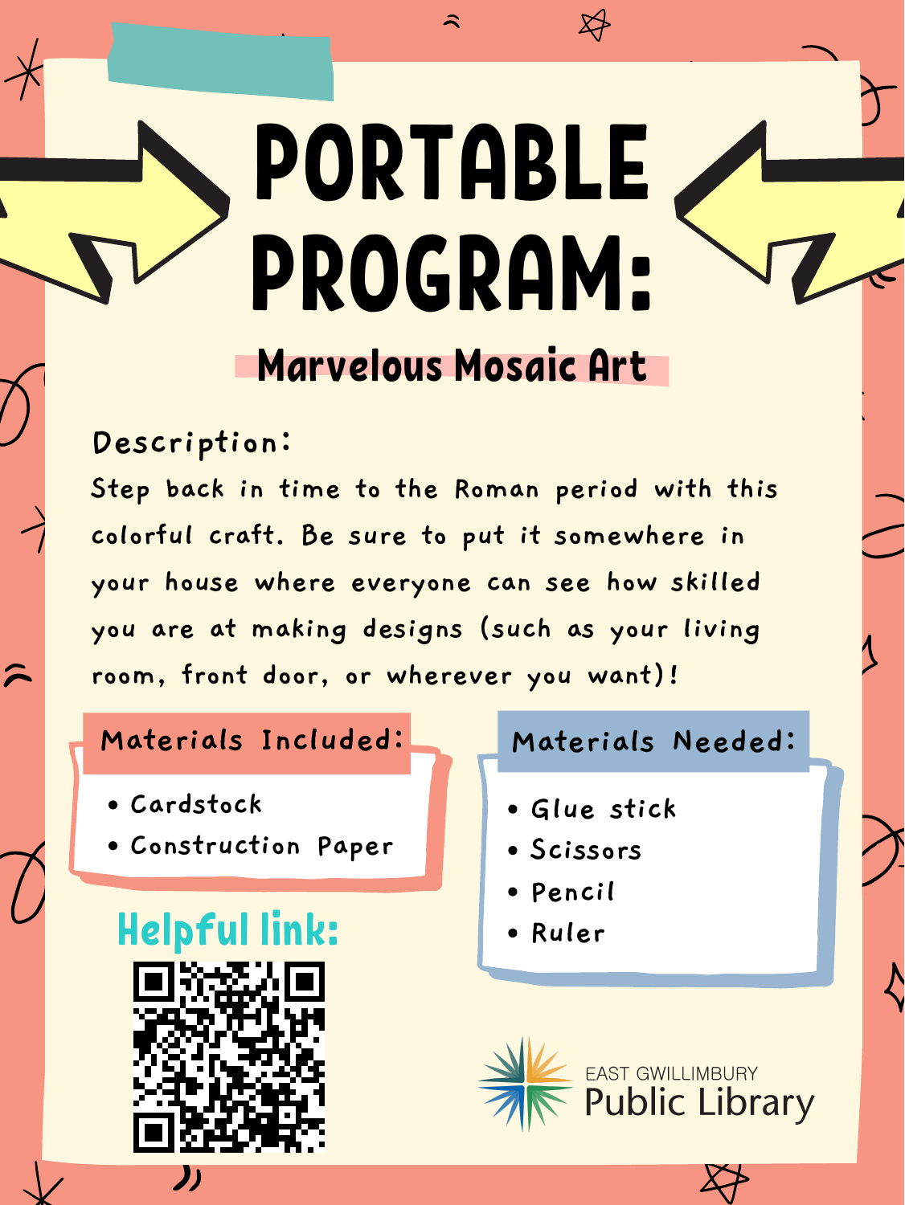# PORTABLE PROGRAM:

## Marvelous Mosaic Art

**Description:**

Step back in time to the Roman period with this colorful craft. Be sure to put it somewhere in your house where everyone can see how skilled you are at making designs (such as your living room, front door, or wherever you want)!

### Materials Included:

- Cardstock
- Construction Paper

### Materials Needed:

- Glue stick
- Scissors
- Pencil
- Ruler

### Helpful link:

EAST GWILLIMBURY
Public Library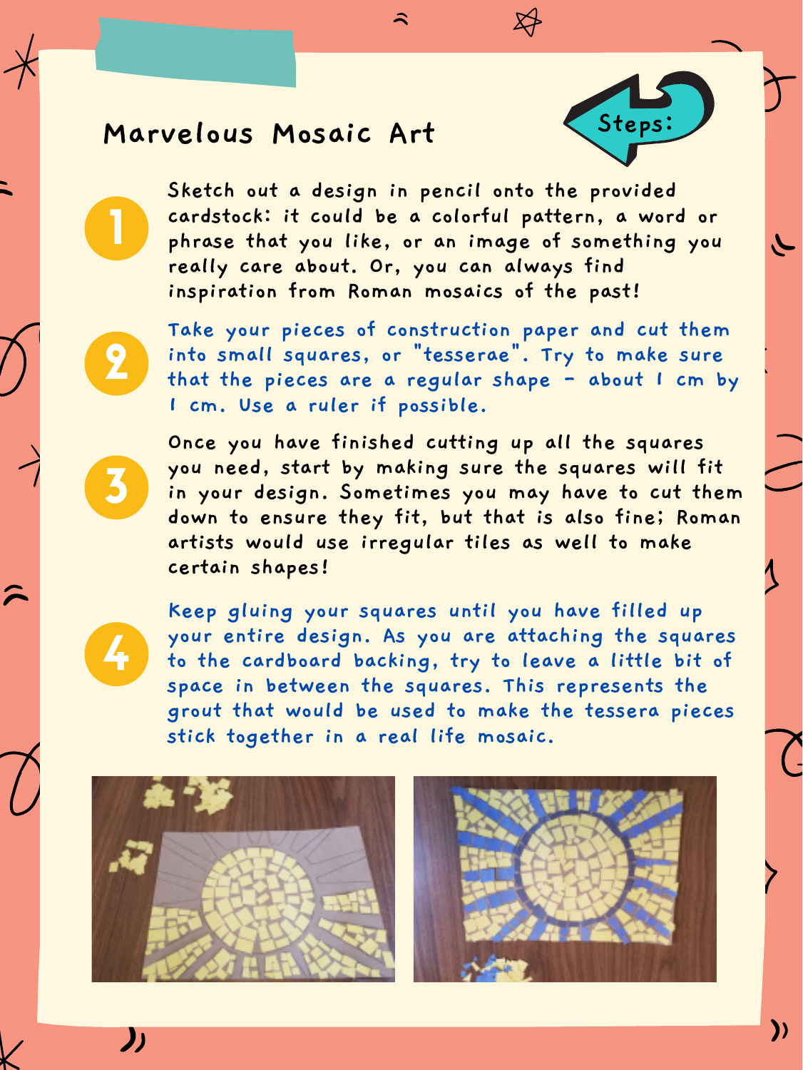# Marvelous Mosaic Art

**Steps:**

1. Sketch out a design in pencil onto the provided cardstock: it could be a colorful pattern, a word or phrase that you like, or an image of something you really care about. Or, you can always find inspiration from Roman mosaics of the past!

2. Take your pieces of construction paper and cut them into small squares, or "tesserae". Try to make sure that the pieces are a regular shape - about 1 cm by 1 cm. Use a ruler if possible.

3. Once you have finished cutting up all the squares you need, start by making sure the squares will fit in your design. Sometimes you may have to cut them down to ensure they fit, but that is also fine; Roman artists would use irregular tiles as well to make certain shapes!

4. Keep gluing your squares until you have filled up your entire design. As you are attaching the squares to the cardboard backing, try to leave a little bit of space in between the squares. This represents the grout that would be used to make the tessera pieces stick together in a real life mosaic.